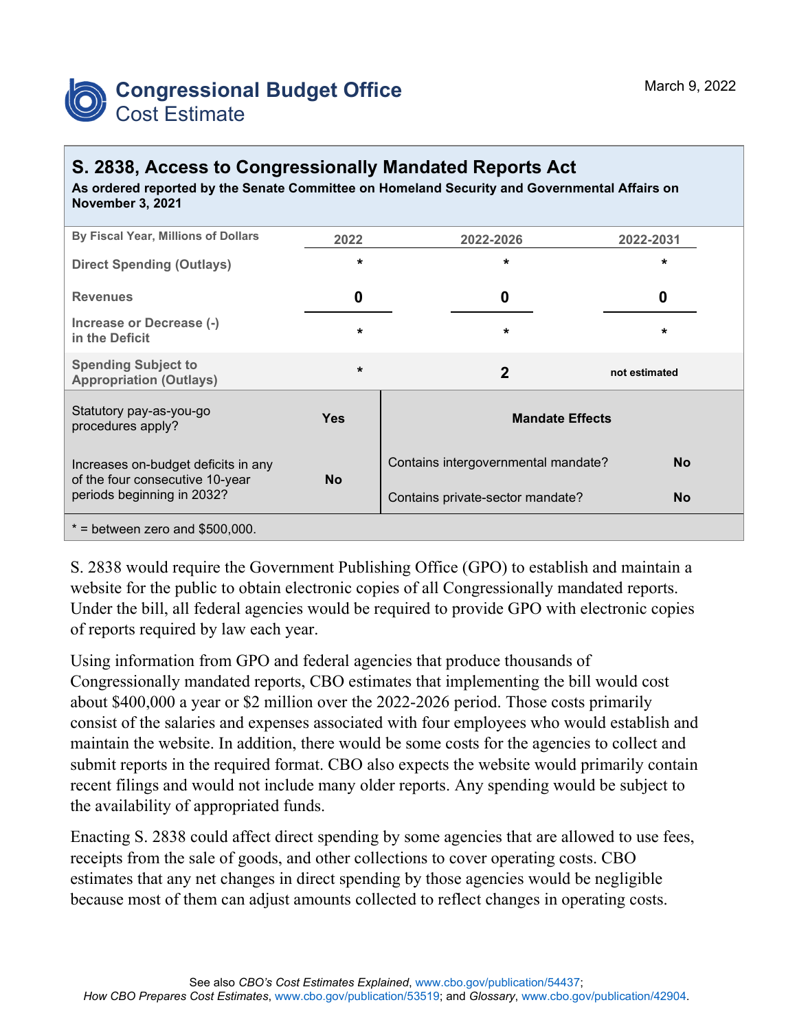# Congressional Budget Office
## Cost Estimate

March 9, 2022

## S. 2838, Access to Congressionally Mandated Reports Act

**As ordered reported by the Senate Committee on Homeland Security and Governmental Affairs on November 3, 2021**

| By Fiscal Year, Millions of Dollars | 2022 | 2022-2026 | 2022-2031 |
|---|---|---|---|
| Direct Spending (Outlays) | * | * | * |
| Revenues | 0 | 0 | 0 |
| Increase or Decrease (-) in the Deficit | * | * | * |
| Spending Subject to Appropriation (Outlays) | * | 2 | not estimated |

| Statutory pay-as-you-go procedures apply? | Yes | **Mandate Effects** | |
|---|---|---|---|
| Increases on-budget deficits in any of the four consecutive 10-year periods beginning in 2032? | No | Contains intergovernmental mandate? | No |
| | | Contains private-sector mandate? | No |

* = between zero and $500,000.

S. 2838 would require the Government Publishing Office (GPO) to establish and maintain a website for the public to obtain electronic copies of all Congressionally mandated reports. Under the bill, all federal agencies would be required to provide GPO with electronic copies of reports required by law each year.

Using information from GPO and federal agencies that produce thousands of Congressionally mandated reports, CBO estimates that implementing the bill would cost about $400,000 a year or $2 million over the 2022-2026 period. Those costs primarily consist of the salaries and expenses associated with four employees who would establish and maintain the website. In addition, there would be some costs for the agencies to collect and submit reports in the required format. CBO also expects the website would primarily contain recent filings and would not include many older reports. Any spending would be subject to the availability of appropriated funds.

Enacting S. 2838 could affect direct spending by some agencies that are allowed to use fees, receipts from the sale of goods, and other collections to cover operating costs. CBO estimates that any net changes in direct spending by those agencies would be negligible because most of them can adjust amounts collected to reflect changes in operating costs.

See also *CBO's Cost Estimates Explained*, www.cbo.gov/publication/54437; *How CBO Prepares Cost Estimates*, www.cbo.gov/publication/53519; and *Glossary*, www.cbo.gov/publication/42904.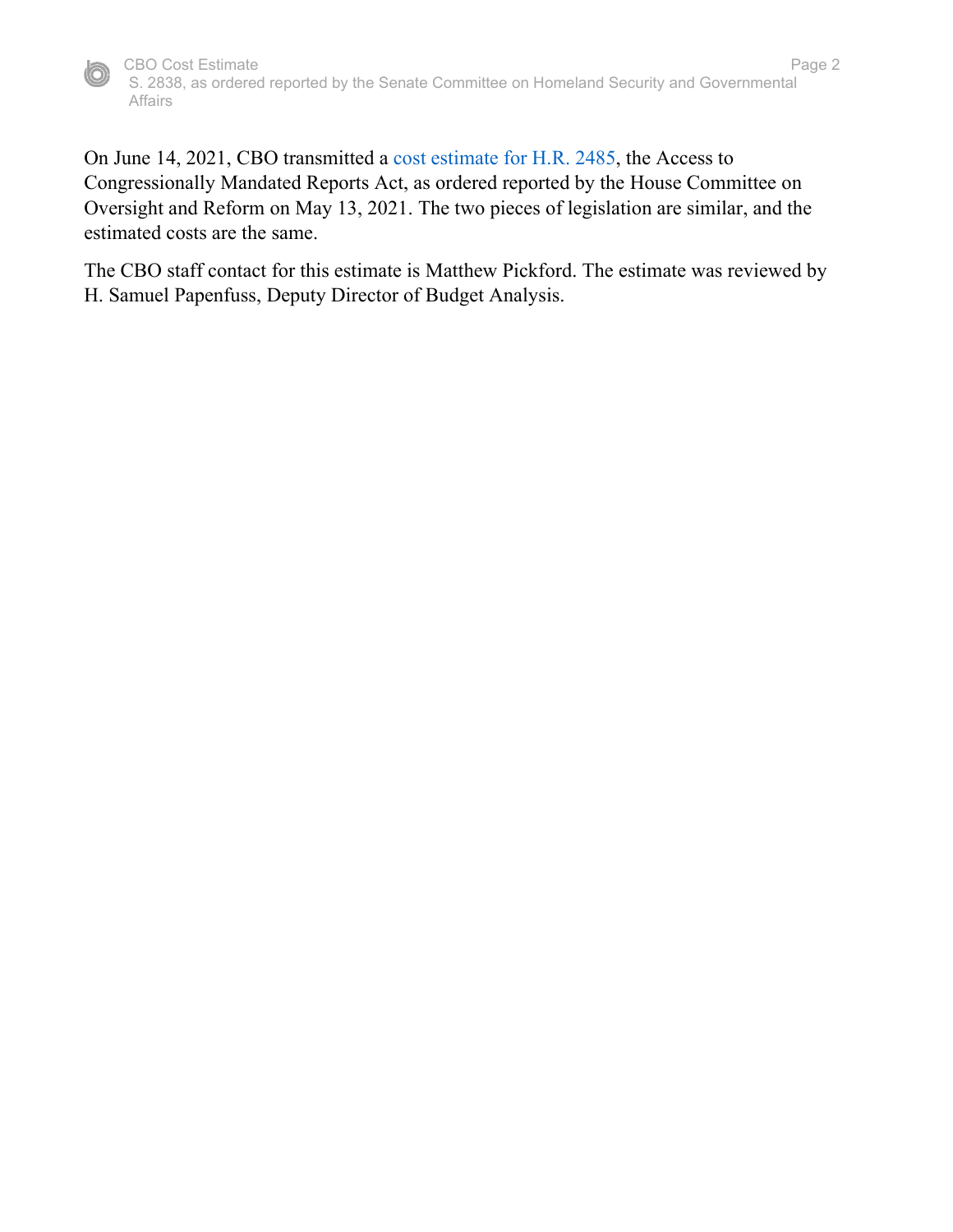On June 14, 2021, CBO transmitted a cost estimate for H.R. 2485, the Access to Congressionally Mandated Reports Act, as ordered reported by the House Committee on Oversight and Reform on May 13, 2021. The two pieces of legislation are similar, and the estimated costs are the same.

The CBO staff contact for this estimate is Matthew Pickford. The estimate was reviewed by H. Samuel Papenfuss, Deputy Director of Budget Analysis.